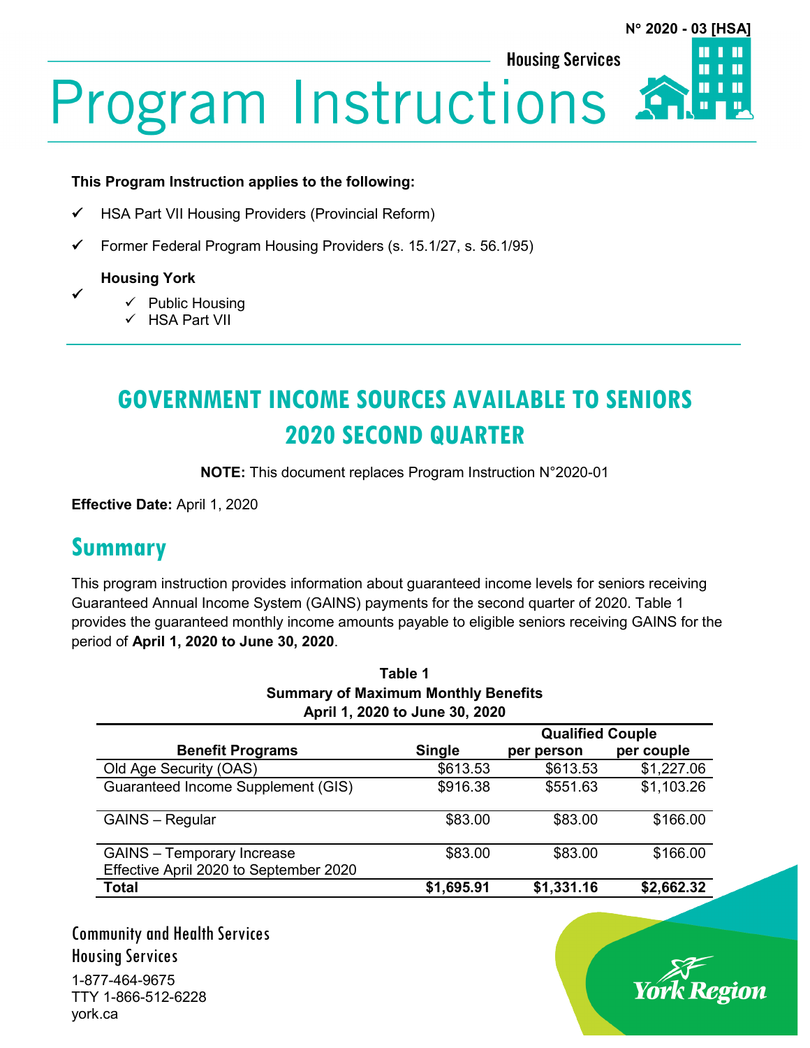N° 2020 - 03 [HSA]

Housing Services

# Program Instructions

**This Program Instruction applies to the following:**

- ✓ HSA Part VII Housing Providers (Provincial Reform)
- ✓ Former Federal Program Housing Providers (s. 15.1/27, s. 56.1/95)
- ✓ **Housing York**
  - ✓ Public Housing
  - ✓ HSA Part VII

## GOVERNMENT INCOME SOURCES AVAILABLE TO SENIORS 2020 SECOND QUARTER

**NOTE:** This document replaces Program Instruction N°2020-01

**Effective Date:** April 1, 2020

## Summary

This program instruction provides information about guaranteed income levels for seniors receiving Guaranteed Annual Income System (GAINS) payments for the second quarter of 2020. Table 1 provides the guaranteed monthly income amounts payable to eligible seniors receiving GAINS for the period of **April 1, 2020 to June 30, 2020**.

**Table 1**
**Summary of Maximum Monthly Benefits**
**April 1, 2020 to June 30, 2020**

| Benefit Programs | Single | Qualified Couple per person | Qualified Couple per couple |
|---|---|---|---|
| Old Age Security (OAS) | $613.53 | $613.53 | $1,227.06 |
| Guaranteed Income Supplement (GIS) | $916.38 | $551.63 | $1,103.26 |
| GAINS – Regular | $83.00 | $83.00 | $166.00 |
| GAINS – Temporary Increase Effective April 2020 to September 2020 | $83.00 | $83.00 | $166.00 |
| **Total** | **$1,695.91** | **$1,331.16** | **$2,662.32** |

Community and Health Services
Housing Services
1-877-464-9675
TTY 1-866-512-6228
york.ca

York Region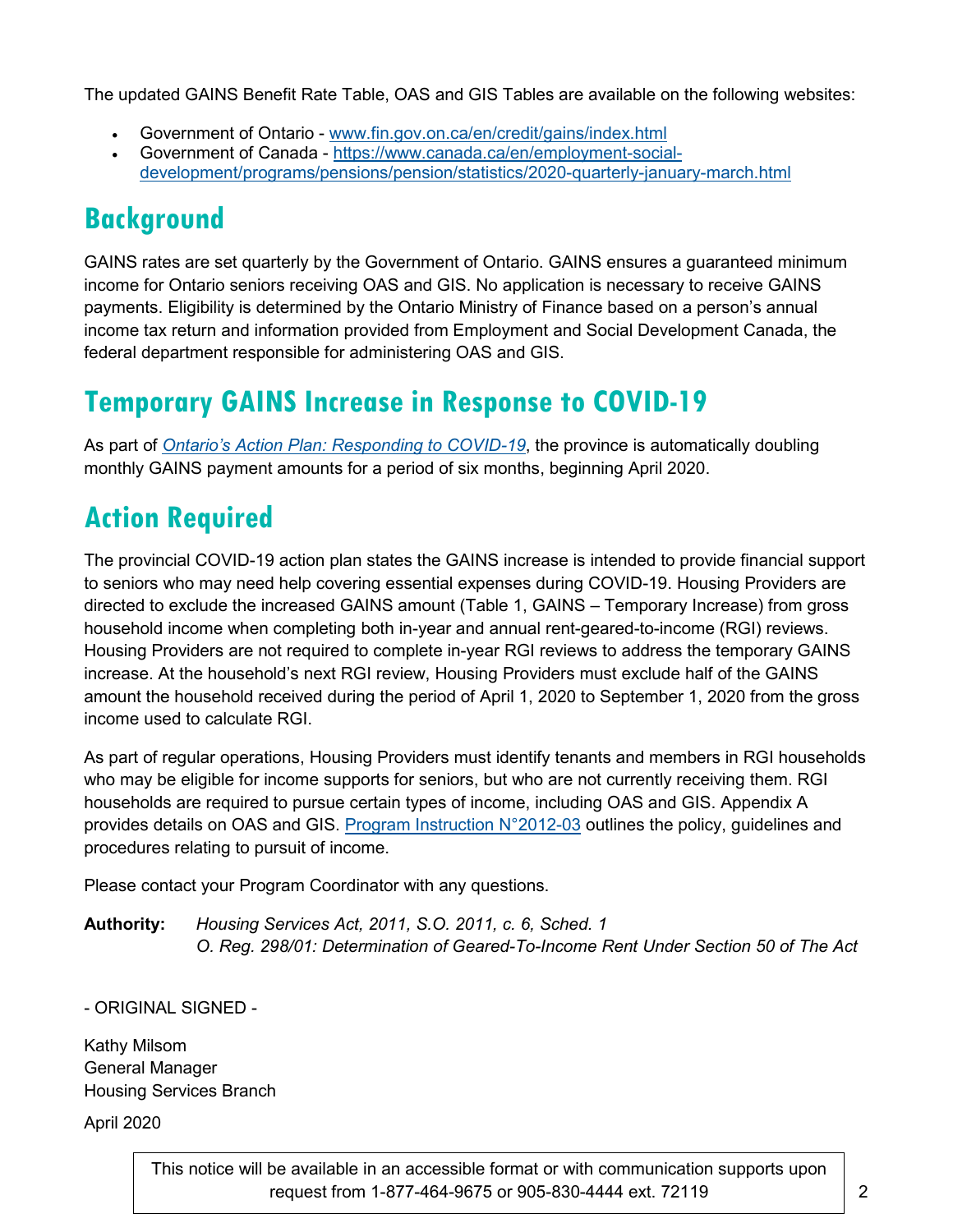The updated GAINS Benefit Rate Table, OAS and GIS Tables are available on the following websites:

- Government of Ontario - [www.fin.gov.on.ca/en/credit/gains/index.html](www.fin.gov.on.ca/en/credit/gains/index.html)
- Government of Canada - [https://www.canada.ca/en/employment-social-development/programs/pensions/pension/statistics/2020-quarterly-january-march.html](https://www.canada.ca/en/employment-social-development/programs/pensions/pension/statistics/2020-quarterly-january-march.html)

## Background

GAINS rates are set quarterly by the Government of Ontario. GAINS ensures a guaranteed minimum income for Ontario seniors receiving OAS and GIS. No application is necessary to receive GAINS payments. Eligibility is determined by the Ontario Ministry of Finance based on a person's annual income tax return and information provided from Employment and Social Development Canada, the federal department responsible for administering OAS and GIS.

## Temporary GAINS Increase in Response to COVID-19

As part of *Ontario's Action Plan: Responding to COVID-19*, the province is automatically doubling monthly GAINS payment amounts for a period of six months, beginning April 2020.

## Action Required

The provincial COVID-19 action plan states the GAINS increase is intended to provide financial support to seniors who may need help covering essential expenses during COVID-19. Housing Providers are directed to exclude the increased GAINS amount (Table 1, GAINS – Temporary Increase) from gross household income when completing both in-year and annual rent-geared-to-income (RGI) reviews. Housing Providers are not required to complete in-year RGI reviews to address the temporary GAINS increase. At the household's next RGI review, Housing Providers must exclude half of the GAINS amount the household received during the period of April 1, 2020 to September 1, 2020 from the gross income used to calculate RGI.

As part of regular operations, Housing Providers must identify tenants and members in RGI households who may be eligible for income supports for seniors, but who are not currently receiving them. RGI households are required to pursue certain types of income, including OAS and GIS. Appendix A provides details on OAS and GIS. Program Instruction N°2012-03 outlines the policy, guidelines and procedures relating to pursuit of income.

Please contact your Program Coordinator with any questions.

**Authority:** *Housing Services Act, 2011, S.O. 2011, c. 6, Sched. 1*
*O. Reg. 298/01: Determination of Geared-To-Income Rent Under Section 50 of The Act*

- ORIGINAL SIGNED -

Kathy Milsom
General Manager
Housing Services Branch

April 2020

This notice will be available in an accessible format or with communication supports upon request from 1-877-464-9675 or 905-830-4444 ext. 72119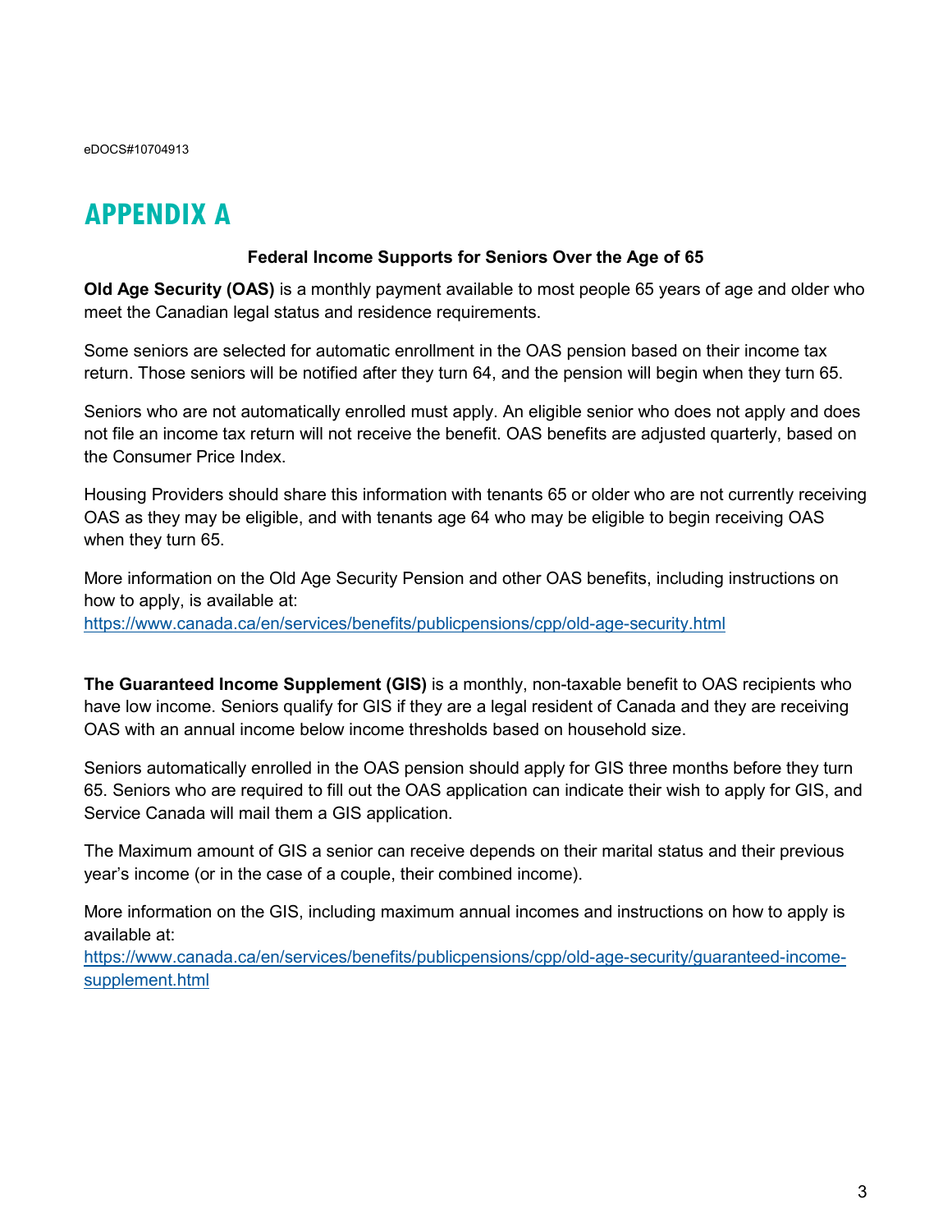eDOCS#10704913

# APPENDIX A

**Federal Income Supports for Seniors Over the Age of 65**

**Old Age Security (OAS)** is a monthly payment available to most people 65 years of age and older who meet the Canadian legal status and residence requirements.

Some seniors are selected for automatic enrollment in the OAS pension based on their income tax return. Those seniors will be notified after they turn 64, and the pension will begin when they turn 65.

Seniors who are not automatically enrolled must apply. An eligible senior who does not apply and does not file an income tax return will not receive the benefit. OAS benefits are adjusted quarterly, based on the Consumer Price Index.

Housing Providers should share this information with tenants 65 or older who are not currently receiving OAS as they may be eligible, and with tenants age 64 who may be eligible to begin receiving OAS when they turn 65.

More information on the Old Age Security Pension and other OAS benefits, including instructions on how to apply, is available at:
https://www.canada.ca/en/services/benefits/publicpensions/cpp/old-age-security.html

**The Guaranteed Income Supplement (GIS)** is a monthly, non-taxable benefit to OAS recipients who have low income. Seniors qualify for GIS if they are a legal resident of Canada and they are receiving OAS with an annual income below income thresholds based on household size.

Seniors automatically enrolled in the OAS pension should apply for GIS three months before they turn 65. Seniors who are required to fill out the OAS application can indicate their wish to apply for GIS, and Service Canada will mail them a GIS application.

The Maximum amount of GIS a senior can receive depends on their marital status and their previous year's income (or in the case of a couple, their combined income).

More information on the GIS, including maximum annual incomes and instructions on how to apply is available at:
https://www.canada.ca/en/services/benefits/publicpensions/cpp/old-age-security/guaranteed-income-supplement.html